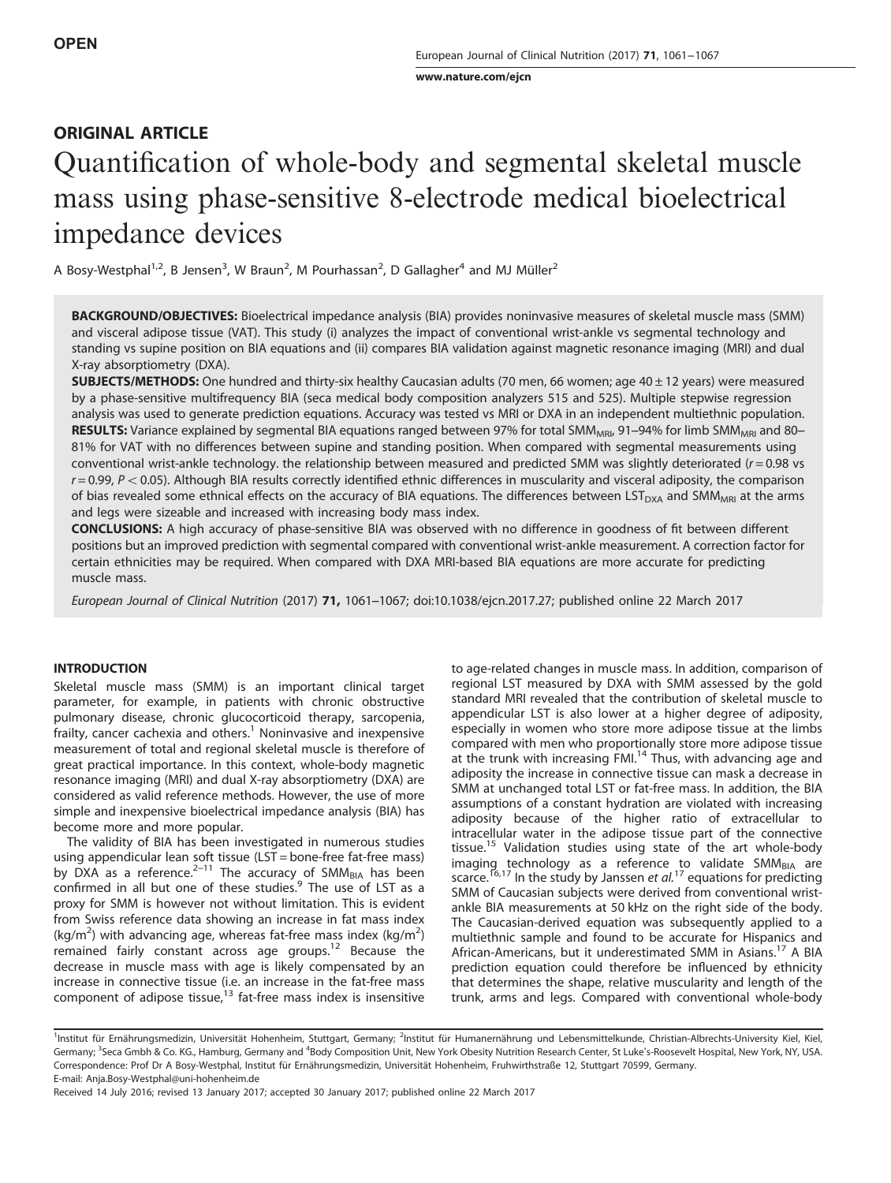OPEN

ORIGINAL ARTICLE

# Quantification of whole-body and segmental skeletal muscle mass using phase-sensitive 8-electrode medical bioelectrical impedance devices

A Bosy-Westphal[1,2], B Jensen[3], W Braun[2], M Pourhassan[2], D Gallagher[4] and MJ Müller[2]

**BACKGROUND/OBJECTIVES:** Bioelectrical impedance analysis (BIA) provides noninvasive measures of skeletal muscle mass (SMM) and visceral adipose tissue (VAT). This study (i) analyzes the impact of conventional wrist-ankle vs segmental technology and standing vs supine position on BIA equations and (ii) compares BIA validation against magnetic resonance imaging (MRI) and dual X-ray absorptiometry (DXA).

**SUBJECTS/METHODS:** One hundred and thirty-six healthy Caucasian adults (70 men, 66 women; age 40 ± 12 years) were measured by a phase-sensitive multifrequency BIA (seca medical body composition analyzers 515 and 525). Multiple stepwise regression analysis was used to generate prediction equations. Accuracy was tested vs MRI or DXA in an independent multiethnic population.

**RESULTS:** Variance explained by segmental BIA equations ranged between 97% for total $SMM_{MRI}$, 91–94% for limb $SMM_{MRI}$ and 80–81% for VAT with no differences between supine and standing position. When compared with segmental measurements using conventional wrist-ankle technology. the relationship between measured and predicted SMM was slightly deteriorated ($r = 0.98$ vs $r = 0.99$, $P < 0.05$). Although BIA results correctly identified ethnic differences in muscularity and visceral adiposity, the comparison of bias revealed some ethnical effects on the accuracy of BIA equations. The differences between $LST_{DXA}$ and $SMM_{MRI}$ at the arms and legs were sizeable and increased with increasing body mass index.

**CONCLUSIONS:** A high accuracy of phase-sensitive BIA was observed with no difference in goodness of fit between different positions but an improved prediction with segmental compared with conventional wrist-ankle measurement. A correction factor for certain ethnicities may be required. When compared with DXA MRI-based BIA equations are more accurate for predicting muscle mass.

*European Journal of Clinical Nutrition* (2017) **71,** 1061–1067; doi:10.1038/ejcn.2017.27; published online 22 March 2017

## INTRODUCTION

Skeletal muscle mass (SMM) is an important clinical target parameter, for example, in patients with chronic obstructive pulmonary disease, chronic glucocorticoid therapy, sarcopenia, frailty, cancer cachexia and others.[1] Noninvasive and inexpensive measurement of total and regional skeletal muscle is therefore of great practical importance. In this context, whole-body magnetic resonance imaging (MRI) and dual X-ray absorptiometry (DXA) are considered as valid reference methods. However, the use of more simple and inexpensive bioelectrical impedance analysis (BIA) has become more and more popular.

The validity of BIA has been investigated in numerous studies using appendicular lean soft tissue (LST = bone-free fat-free mass) by DXA as a reference.[2–11] The accuracy of $SMM_{BIA}$ has been confirmed in all but one of these studies.[9] The use of LST as a proxy for SMM is however not without limitation. This is evident from Swiss reference data showing an increase in fat mass index (kg/m$^2$) with advancing age, whereas fat-free mass index (kg/m$^2$) remained fairly constant across age groups.[12] Because the decrease in muscle mass with age is likely compensated by an increase in connective tissue (i.e. an increase in the fat-free mass component of adipose tissue,[13] fat-free mass index is insensitive to age-related changes in muscle mass. In addition, comparison of regional LST measured by DXA with SMM assessed by the gold standard MRI revealed that the contribution of skeletal muscle to appendicular LST is also lower at a higher degree of adiposity, especially in women who store more adipose tissue at the limbs compared with men who proportionally store more adipose tissue at the trunk with increasing FMI.[14] Thus, with advancing age and adiposity the increase in connective tissue can mask a decrease in SMM at unchanged total LST or fat-free mass. In addition, the BIA assumptions of a constant hydration are violated with increasing adiposity because of the higher ratio of extracellular to intracellular water in the adipose tissue part of the connective tissue.[15] Validation studies using state of the art whole-body imaging technology as a reference to validate $SMM_{BIA}$ are scarce.[16,17] In the study by Janssen *et al.*[17] equations for predicting SMM of Caucasian subjects were derived from conventional wrist-ankle BIA measurements at 50 kHz on the right side of the body. The Caucasian-derived equation was subsequently applied to a multiethnic sample and found to be accurate for Hispanics and African-Americans, but it underestimated SMM in Asians.[17] A BIA prediction equation could therefore be influenced by ethnicity that determines the shape, relative muscularity and length of the trunk, arms and legs. Compared with conventional whole-body

[1]Institut für Ernährungsmedizin, Universität Hohenheim, Stuttgart, Germany; [2]Institut für Humanernährung und Lebensmittelkunde, Christian-Albrechts-University Kiel, Kiel, Germany; [3]Seca Gmbh & Co. KG., Hamburg, Germany and [4]Body Composition Unit, New York Obesity Nutrition Research Center, St Luke's-Roosevelt Hospital, New York, NY, USA. Correspondence: Prof Dr A Bosy-Westphal, Institut für Ernährungsmedizin, Universität Hohenheim, Fruhwirthstraße 12, Stuttgart 70599, Germany.
E-mail: Anja.Bosy-Westphal@uni-hohenheim.de

Received 14 July 2016; revised 13 January 2017; accepted 30 January 2017; published online 22 March 2017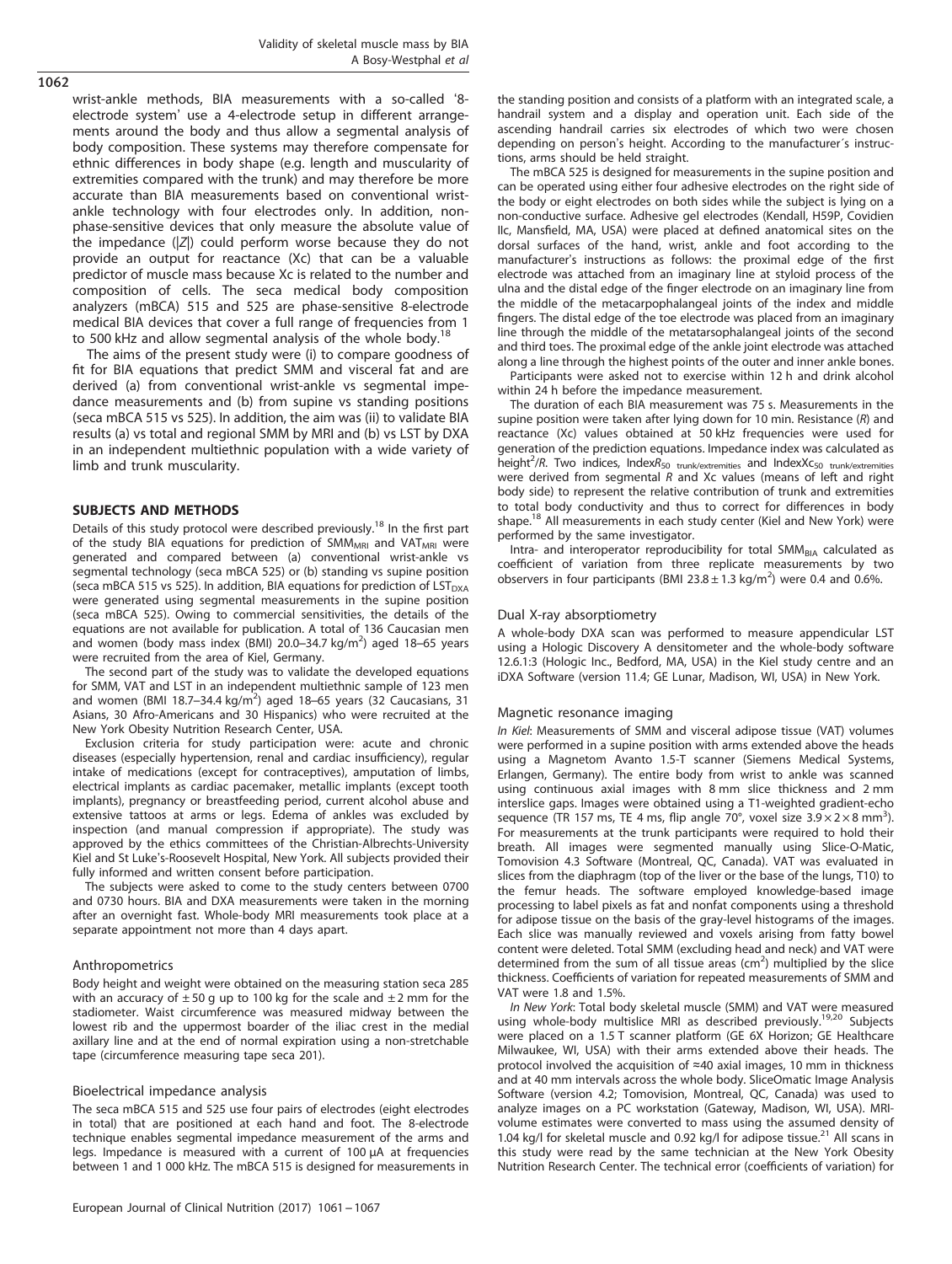wrist-ankle methods, BIA measurements with a so-called '8-electrode system' use a 4-electrode setup in different arrangements around the body and thus allow a segmental analysis of body composition. These systems may therefore compensate for ethnic differences in body shape (e.g. length and muscularity of extremities compared with the trunk) and may therefore be more accurate than BIA measurements based on conventional wrist-ankle technology with four electrodes only. In addition, non-phase-sensitive devices that only measure the absolute value of the impedance ($|Z|$) could perform worse because they do not provide an output for reactance (Xc) that can be a valuable predictor of muscle mass because Xc is related to the number and composition of cells. The seca medical body composition analyzers (mBCA) 515 and 525 are phase-sensitive 8-electrode medical BIA devices that cover a full range of frequencies from 1 to 500 kHz and allow segmental analysis of the whole body.[18]

The aims of the present study were (i) to compare goodness of fit for BIA equations that predict SMM and visceral fat and are derived (a) from conventional wrist-ankle vs segmental impedance measurements and (b) from supine vs standing positions (seca mBCA 515 vs 525). In addition, the aim was (ii) to validate BIA results (a) vs total and regional SMM by MRI and (b) vs LST by DXA in an independent multiethnic population with a wide variety of limb and trunk muscularity.

## SUBJECTS AND METHODS

Details of this study protocol were described previously.[18] In the first part of the study BIA equations for prediction of $SMM_{MRI}$ and $VAT_{MRI}$ were generated and compared between (a) conventional wrist-ankle vs segmental technology (seca mBCA 525) or (b) standing vs supine position (seca mBCA 515 vs 525). In addition, BIA equations for prediction of $LST_{DXA}$ were generated using segmental measurements in the supine position (seca mBCA 525). Owing to commercial sensitivities, the details of the equations are not available for publication. A total of 136 Caucasian men and women (body mass index (BMI) 20.0–34.7 kg/m$^2$) aged 18–65 years were recruited from the area of Kiel, Germany.

The second part of the study was to validate the developed equations for SMM, VAT and LST in an independent multiethnic sample of 123 men and women (BMI 18.7–34.4 kg/m$^2$) aged 18–65 years (32 Caucasians, 31 Asians, 30 Afro-Americans and 30 Hispanics) who were recruited at the New York Obesity Nutrition Research Center, USA.

Exclusion criteria for study participation were: acute and chronic diseases (especially hypertension, renal and cardiac insufficiency), regular intake of medications (except for contraceptives), amputation of limbs, electrical implants as cardiac pacemaker, metallic implants (except tooth implants), pregnancy or breastfeeding period, current alcohol abuse and extensive tattoos at arms or legs. Edema of ankles was excluded by inspection (and manual compression if appropriate). The study was approved by the ethics committees of the Christian-Albrechts-University Kiel and St Luke's-Roosevelt Hospital, New York. All subjects provided their fully informed and written consent before participation.

The subjects were asked to come to the study centers between 0700 and 0730 hours. BIA and DXA measurements were taken in the morning after an overnight fast. Whole-body MRI measurements took place at a separate appointment not more than 4 days apart.

### Anthropometrics

Body height and weight were obtained on the measuring station seca 285 with an accuracy of ± 50 g up to 100 kg for the scale and ± 2 mm for the stadiometer. Waist circumference was measured midway between the lowest rib and the uppermost boarder of the iliac crest in the medial axillary line and at the end of normal expiration using a non-stretchable tape (circumference measuring tape seca 201).

### Bioelectrical impedance analysis

The seca mBCA 515 and 525 use four pairs of electrodes (eight electrodes in total) that are positioned at each hand and foot. The 8-electrode technique enables segmental impedance measurement of the arms and legs. Impedance is measured with a current of 100 µA at frequencies between 1 and 1 000 kHz. The mBCA 515 is designed for measurements in the standing position and consists of a platform with an integrated scale, a handrail system and a display and operation unit. Each side of the ascending handrail carries six electrodes of which two were chosen depending on person's height. According to the manufacturer´s instructions, arms should be held straight.

The mBCA 525 is designed for measurements in the supine position and can be operated using either four adhesive electrodes on the right side of the body or eight electrodes on both sides while the subject is lying on a non-conductive surface. Adhesive gel electrodes (Kendall, H59P, Covidien IIc, Mansfield, MA, USA) were placed at defined anatomical sites on the dorsal surfaces of the hand, wrist, ankle and foot according to the manufacturer's instructions as follows: the proximal edge of the first electrode was attached from an imaginary line at styloid process of the ulna and the distal edge of the finger electrode on an imaginary line from the middle of the metacarpophalangeal joints of the index and middle fingers. The distal edge of the toe electrode was placed from an imaginary line through the middle of the metatarsophalangeal joints of the second and third toes. The proximal edge of the ankle joint electrode was attached along a line through the highest points of the outer and inner ankle bones.

Participants were asked not to exercise within 12 h and drink alcohol within 24 h before the impedance measurement.

The duration of each BIA measurement was 75 s. Measurements in the supine position were taken after lying down for 10 min. Resistance ($R$) and reactance (Xc) values obtained at 50 kHz frequencies were used for generation of the prediction equations. Impedance index was calculated as height$^2$/$R$. Two indices, Index$R_{50\ trunk/extremities}$ and Index$Xc_{50\ trunk/extremities}$ were derived from segmental $R$ and Xc values (means of left and right body side) to represent the relative contribution of trunk and extremities to total body conductivity and thus to correct for differences in body shape.[18] All measurements in each study center (Kiel and New York) were performed by the same investigator.

Intra- and interoperator reproducibility for total $SMM_{BIA}$ calculated as coefficient of variation from three replicate measurements by two observers in four participants (BMI 23.8 ± 1.3 kg/m$^2$) were 0.4 and 0.6%.

### Dual X-ray absorptiometry

A whole-body DXA scan was performed to measure appendicular LST using a Hologic Discovery A densitometer and the whole-body software 12.6.1:3 (Hologic Inc., Bedford, MA, USA) in the Kiel study centre and an iDXA Software (version 11.4; GE Lunar, Madison, WI, USA) in New York.

### Magnetic resonance imaging

*In Kiel*: Measurements of SMM and visceral adipose tissue (VAT) volumes were performed in a supine position with arms extended above the heads using a Magnetom Avanto 1.5-T scanner (Siemens Medical Systems, Erlangen, Germany). The entire body from wrist to ankle was scanned using continuous axial images with 8 mm slice thickness and 2 mm interslice gaps. Images were obtained using a T1-weighted gradient-echo sequence (TR 157 ms, TE 4 ms, flip angle 70°, voxel size $3.9 \times 2 \times 8$ mm$^3$). For measurements at the trunk participants were required to hold their breath. All images were segmented manually using Slice-O-Matic, Tomovision 4.3 Software (Montreal, QC, Canada). VAT was evaluated in slices from the diaphragm (top of the liver or the base of the lungs, T10) to the femur heads. The software employed knowledge-based image processing to label pixels as fat and nonfat components using a threshold for adipose tissue on the basis of the gray-level histograms of the images. Each slice was manually reviewed and voxels arising from fatty bowel content were deleted. Total SMM (excluding head and neck) and VAT were determined from the sum of all tissue areas (cm$^2$) multiplied by the slice thickness. Coefficients of variation for repeated measurements of SMM and VAT were 1.8 and 1.5%.

*In New York*: Total body skeletal muscle (SMM) and VAT were measured using whole-body multislice MRI as described previously.[19,20] Subjects were placed on a 1.5 T scanner platform (GE 6X Horizon; GE Healthcare Milwaukee, WI, USA) with their arms extended above their heads. The protocol involved the acquisition of ≈40 axial images, 10 mm in thickness and at 40 mm intervals across the whole body. SliceOmatic Image Analysis Software (version 4.2; Tomovision, Montreal, QC, Canada) was used to analyze images on a PC workstation (Gateway, Madison, WI, USA). MRI-volume estimates were converted to mass using the assumed density of 1.04 kg/l for skeletal muscle and 0.92 kg/l for adipose tissue.[21] All scans in this study were read by the same technician at the New York Obesity Nutrition Research Center. The technical error (coefficients of variation) for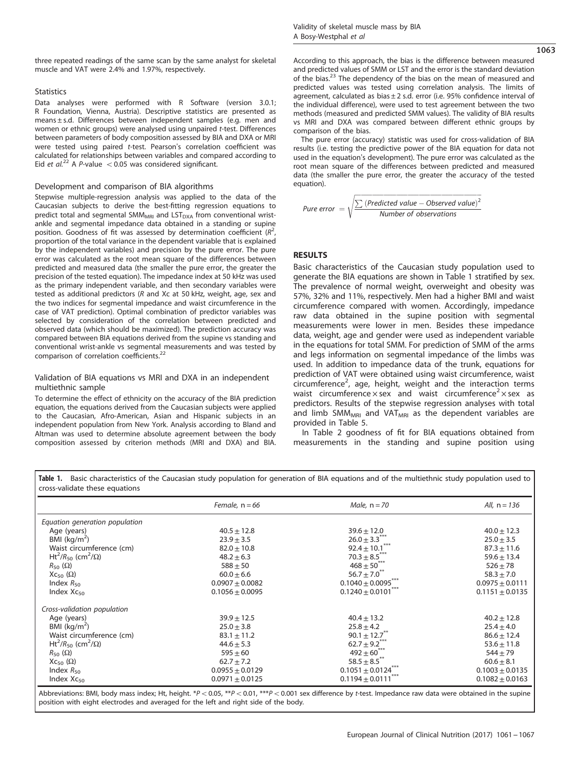three repeated readings of the same scan by the same analyst for skeletal muscle and VAT were 2.4% and 1.97%, respectively.

### Statistics

Data analyses were performed with R Software (version 3.0.1; R Foundation, Vienna, Austria). Descriptive statistics are presented as means ± s.d. Differences between independent samples (e.g. men and women or ethnic groups) were analysed using unpaired *t*-test. Differences between parameters of body composition assessed by BIA and DXA or MRI were tested using paired *t*-test. Pearson's correlation coefficient was calculated for relationships between variables and compared according to Eid *et al.*[22] A *P*-value $< 0.05$ was considered significant.

### Development and comparison of BIA algorithms

Stepwise multiple-regression analysis was applied to the data of the Caucasian subjects to derive the best-fitting regression equations to predict total and segmental $SMM_{MRI}$ and $LST_{DXA}$ from conventional wrist-ankle and segmental impedance data obtained in a standing or supine position. Goodness of fit was assessed by determination coefficient ($R^2$, proportion of the total variance in the dependent variable that is explained by the independent variables) and precision by the pure error. The pure error was calculated as the root mean square of the differences between predicted and measured data (the smaller the pure error, the greater the precision of the tested equation). The impedance index at 50 kHz was used as the primary independent variable, and then secondary variables were tested as additional predictors (*R* and Xc at 50 kHz, weight, age, sex and the two indices for segmental impedance and waist circumference in the case of VAT prediction). Optimal combination of predictor variables was selected by consideration of the correlation between predicted and observed data (which should be maximized). The prediction accuracy was compared between BIA equations derived from the supine vs standing and conventional wrist-ankle vs segmental measurements and was tested by comparison of correlation coefficients.[22]

### Validation of BIA equations vs MRI and DXA in an independent multiethnic sample

To determine the effect of ethnicity on the accuracy of the BIA prediction equation, the equations derived from the Caucasian subjects were applied to the Caucasian, Afro-American, Asian and Hispanic subjects in an independent population from New York. Analysis according to Bland and Altman was used to determine absolute agreement between the body composition assessed by criterion methods (MRI and DXA) and BIA. According to this approach, the bias is the difference between measured and predicted values of SMM or LST and the error is the standard deviation of the bias.[23] The dependency of the bias on the mean of measured and predicted values was tested using correlation analysis. The limits of agreement, calculated as bias ± 2 s.d. error (i.e. 95% confidence interval of the individual difference), were used to test agreement between the two methods (measured and predicted SMM values). The validity of BIA results vs MRI and DXA was compared between different ethnic groups by comparison of the bias.

The pure error (accuracy) statistic was used for cross-validation of BIA results (i.e. testing the predictive power of the BIA equation for data not used in the equation's development). The pure error was calculated as the root mean square of the differences between predicted and measured data (the smaller the pure error, the greater the accuracy of the tested equation).

$$Pure\ error\ = \sqrt{\frac{\sum\ (Predicted\ value - Observed\ value)^2}{Number\ of\ observations}}$$

## RESULTS

Basic characteristics of the Caucasian study population used to generate the BIA equations are shown in Table 1 stratified by sex. The prevalence of normal weight, overweight and obesity was 57%, 32% and 11%, respectively. Men had a higher BMI and waist circumference compared with women. Accordingly, impedance raw data obtained in the supine position with segmental measurements were lower in men. Besides these impedance data, weight, age and gender were used as independent variable in the equations for total SMM. For prediction of SMM of the arms and legs information on segmental impedance of the limbs was used. In addition to impedance data of the trunk, equations for prediction of VAT were obtained using waist circumference, waist circumference$^2$, age, height, weight and the interaction terms waist circumference × sex and waist circumference$^2$ × sex as predictors. Results of the stepwise regression analyses with total and limb $SMM_{MRI}$ and $VAT_{MRI}$ as the dependent variables are provided in Table 5.

In Table 2 goodness of fit for BIA equations obtained from measurements in the standing and supine position using

**Table 1.** Basic characteristics of the Caucasian study population for generation of BIA equations and of the multiethnic study population used to cross-validate these equations

| | *Female, n = 66* | *Male, n = 70* | *All, n = 136* |
|---|---|---|---|
| *Equation generation population* | | | |
| Age (years) | 40.5 ± 12.8 | 39.6 ± 12.0 | 40.0 ± 12.3 |
| BMI (kg/m$^2$) | 23.9 ± 3.5 | 26.0 ± 3.3*** | 25.0 ± 3.5 |
| Waist circumference (cm) | 82.0 ± 10.8 | 92.4 ± 10.1*** | 87.3 ± 11.6 |
| $Ht^2/R_{50}$ (cm$^2$/Ω) | 48.2 ± 6.3 | 70.3 ± 8.5*** | 59.6 ± 13.4 |
| $R_{50}$ (Ω) | 588 ± 50 | 468 ± 50*** | 526 ± 78 |
| $Xc_{50}$ (Ω) | 60.0 ± 6.6 | 56.7 ± 7.0** | 58.3 ± 7.0 |
| Index $R_{50}$ | 0.0907 ± 0.0082 | 0.1040 ± 0.0095*** | 0.0975 ± 0.0111 |
| Index $Xc_{50}$ | 0.1056 ± 0.0095 | 0.1240 ± 0.0101*** | 0.1151 ± 0.0135 |
| *Cross-validation population* | | | |
| Age (years) | 39.9 ± 12.5 | 40.4 ± 13.2 | 40.2 ± 12.8 |
| BMI (kg/m$^2$) | 25.0 ± 3.8 | 25.8 ± 4.2 | 25.4 ± 4.0 |
| Waist circumference (cm) | 83.1 ± 11.2 | 90.1 ± 12.7** | 86.6 ± 12.4 |
| $Ht^2/R_{50}$ (cm$^2$/Ω) | 44.6 ± 5.3 | 62.7 ± 9.2*** | 53.6 ± 11.8 |
| $R_{50}$ (Ω) | 595 ± 60 | 492 ± 60*** | 544 ± 79 |
| $Xc_{50}$ (Ω) | 62.7 ± 7.2 | 58.5 ± 8.5** | 60.6 ± 8.1 |
| Index $R_{50}$ | 0.0955 ± 0.0129 | 0.1051 ± 0.0124*** | 0.1003 ± 0.0135 |
| Index $Xc_{50}$ | 0.0971 ± 0.0125 | 0.1194 ± 0.0111*** | 0.1082 ± 0.0163 |

Abbreviations: BMI, body mass index; Ht, height. *$P < 0.05$, **$P < 0.01$, ***$P < 0.001$ sex difference by *t*-test. Impedance raw data were obtained in the supine position with eight electrodes and averaged for the left and right side of the body.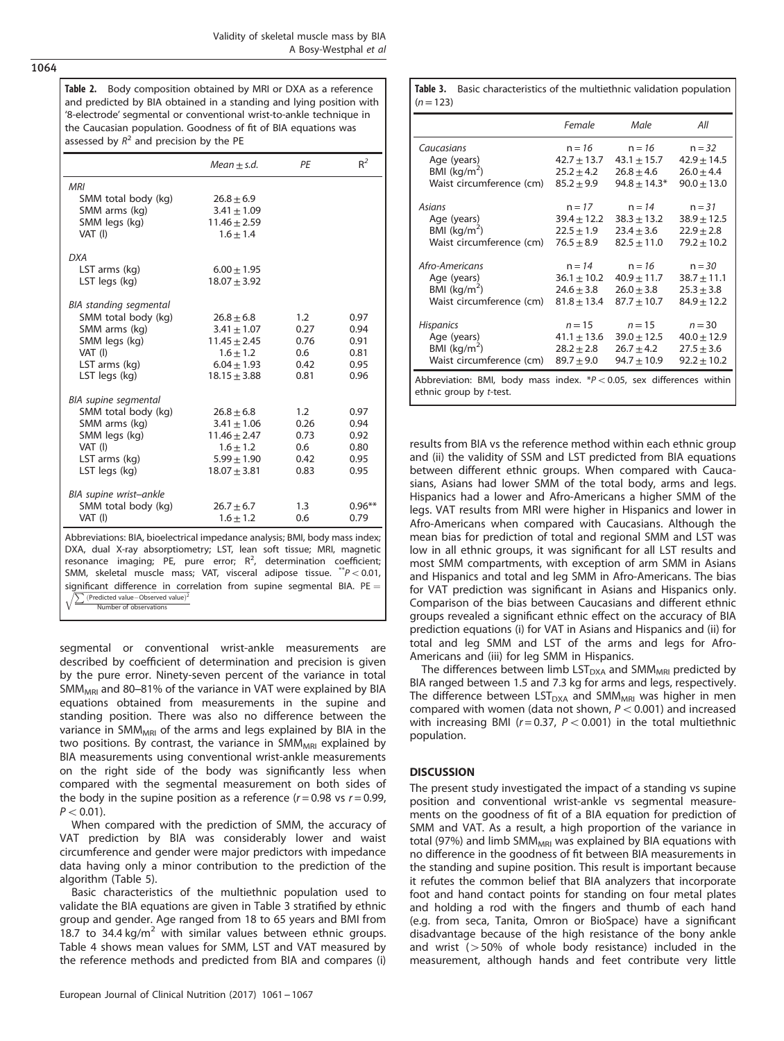**Table 2.** Body composition obtained by MRI or DXA as a reference and predicted by BIA obtained in a standing and lying position with '8-electrode' segmental or conventional wrist-to-ankle technique in the Caucasian population. Goodness of fit of BIA equations was assessed by $R^2$ and precision by the PE

| | Mean ± s.d. | PE | $R^2$ |
|---|---|---|---|
| *MRI* | | | |
| SMM total body (kg) | 26.8 ± 6.9 | | |
| SMM arms (kg) | 3.41 ± 1.09 | | |
| SMM legs (kg) | 11.46 ± 2.59 | | |
| VAT (l) | 1.6 ± 1.4 | | |
| *DXA* | | | |
| LST arms (kg) | 6.00 ± 1.95 | | |
| LST legs (kg) | 18.07 ± 3.92 | | |
| *BIA standing segmental* | | | |
| SMM total body (kg) | 26.8 ± 6.8 | 1.2 | 0.97 |
| SMM arms (kg) | 3.41 ± 1.07 | 0.27 | 0.94 |
| SMM legs (kg) | 11.45 ± 2.45 | 0.76 | 0.91 |
| VAT (l) | 1.6 ± 1.2 | 0.6 | 0.81 |
| LST arms (kg) | 6.04 ± 1.93 | 0.42 | 0.95 |
| LST legs (kg) | 18.15 ± 3.88 | 0.81 | 0.96 |
| *BIA supine segmental* | | | |
| SMM total body (kg) | 26.8 ± 6.8 | 1.2 | 0.97 |
| SMM arms (kg) | 3.41 ± 1.06 | 0.26 | 0.94 |
| SMM legs (kg) | 11.46 ± 2.47 | 0.73 | 0.92 |
| VAT (l) | 1.6 ± 1.2 | 0.6 | 0.80 |
| LST arms (kg) | 5.99 ± 1.90 | 0.42 | 0.95 |
| LST legs (kg) | 18.07 ± 3.81 | 0.83 | 0.95 |
| *BIA supine wrist–ankle* | | | |
| SMM total body (kg) | 26.7 ± 6.7 | 1.3 | 0.96** |
| VAT (l) | 1.6 ± 1.2 | 0.6 | 0.79 |

Abbreviations: BIA, bioelectrical impedance analysis; BMI, body mass index; DXA, dual X-ray absorptiometry; LST, lean soft tissue; MRI, magnetic resonance imaging; PE, pure error; $R^2$, determination coefficient; SMM, skeletal muscle mass; VAT, visceral adipose tissue. $^{**}P < 0.01$, significant difference in correlation from supine segmental BIA. PE $= \sqrt{\frac{\sum(\text{Predicted value} - \text{Observed value})^2}{\text{Number of observations}}}$

segmental or conventional wrist-ankle measurements are described by coefficient of determination and precision is given by the pure error. Ninety-seven percent of the variance in total $SMM_{MRI}$ and 80–81% of the variance in VAT were explained by BIA equations obtained from measurements in the supine and standing position. There was also no difference between the variance in $SMM_{MRI}$ of the arms and legs explained by BIA in the two positions. By contrast, the variance in $SMM_{MRI}$ explained by BIA measurements using conventional wrist-ankle measurements on the right side of the body was significantly less when compared with the segmental measurement on both sides of the body in the supine position as a reference ($r = 0.98$ vs $r = 0.99$, $P < 0.01$).

When compared with the prediction of SMM, the accuracy of VAT prediction by BIA was considerably lower and waist circumference and gender were major predictors with impedance data having only a minor contribution to the prediction of the algorithm (Table 5).

Basic characteristics of the multiethnic population used to validate the BIA equations are given in Table 3 stratified by ethnic group and gender. Age ranged from 18 to 65 years and BMI from 18.7 to 34.4 kg/m$^2$ with similar values between ethnic groups. Table 4 shows mean values for SMM, LST and VAT measured by the reference methods and predicted from BIA and compares (i)

**Table 3.** Basic characteristics of the multiethnic validation population ($n = 123$)

| | *Female* | *Male* | *All* |
|---|---|---|---|
| *Caucasians* | n = 16 | n = 16 | n = 32 |
| Age (years) | 42.7 ± 13.7 | 43.1 ± 15.7 | 42.9 ± 14.5 |
| BMI (kg/m$^2$) | 25.2 ± 4.2 | 26.8 ± 4.6 | 26.0 ± 4.4 |
| Waist circumference (cm) | 85.2 ± 9.9 | 94.8 ± 14.3* | 90.0 ± 13.0 |
| *Asians* | n = 17 | n = 14 | n = 31 |
| Age (years) | 39.4 ± 12.2 | 38.3 ± 13.2 | 38.9 ± 12.5 |
| BMI (kg/m$^2$) | 22.5 ± 1.9 | 23.4 ± 3.6 | 22.9 ± 2.8 |
| Waist circumference (cm) | 76.5 ± 8.9 | 82.5 ± 11.0 | 79.2 ± 10.2 |
| *Afro-Americans* | n = 14 | n = 16 | n = 30 |
| Age (years) | 36.1 ± 10.2 | 40.9 ± 11.7 | 38.7 ± 11.1 |
| BMI (kg/m$^2$) | 24.6 ± 3.8 | 26.0 ± 3.8 | 25.3 ± 3.8 |
| Waist circumference (cm) | 81.8 ± 13.4 | 87.7 ± 10.7 | 84.9 ± 12.2 |
| *Hispanics* | n = 15 | n = 15 | n = 30 |
| Age (years) | 41.1 ± 13.6 | 39.0 ± 12.5 | 40.0 ± 12.9 |
| BMI (kg/m$^2$) | 28.2 ± 2.8 | 26.7 ± 4.2 | 27.5 ± 3.6 |
| Waist circumference (cm) | 89.7 ± 9.0 | 94.7 ± 10.9 | 92.2 ± 10.2 |

Abbreviation: BMI, body mass index. $^*P < 0.05$, sex differences within ethnic group by *t*-test.

results from BIA vs the reference method within each ethnic group and (ii) the validity of SSM and LST predicted from BIA equations between different ethnic groups. When compared with Caucasians, Asians had lower SMM of the total body, arms and legs. Hispanics had a lower and Afro-Americans a higher SMM of the legs. VAT results from MRI were higher in Hispanics and lower in Afro-Americans when compared with Caucasians. Although the mean bias for prediction of total and regional SMM and LST was low in all ethnic groups, it was significant for all LST results and most SMM compartments, with exception of arm SMM in Asians and Hispanics and total and leg SMM in Afro-Americans. The bias for VAT prediction was significant in Asians and Hispanics only. Comparison of the bias between Caucasians and different ethnic groups revealed a significant ethnic effect on the accuracy of BIA prediction equations (i) for VAT in Asians and Hispanics and (ii) for total and leg SMM and LST of the arms and legs for Afro-Americans and (iii) for leg SMM in Hispanics.

The differences between limb $LST_{DXA}$ and $SMM_{MRI}$ predicted by BIA ranged between 1.5 and 7.3 kg for arms and legs, respectively. The difference between $LST_{DXA}$ and $SMM_{MRI}$ was higher in men compared with women (data not shown, $P < 0.001$) and increased with increasing BMI ($r = 0.37$, $P < 0.001$) in the total multiethnic population.

## DISCUSSION

The present study investigated the impact of a standing vs supine position and conventional wrist-ankle vs segmental measurements on the goodness of fit of a BIA equation for prediction of SMM and VAT. As a result, a high proportion of the variance in total (97%) and limb $SMM_{MRI}$ was explained by BIA equations with no difference in the goodness of fit between BIA measurements in the standing and supine position. This result is important because it refutes the common belief that BIA analyzers that incorporate foot and hand contact points for standing on four metal plates and holding a rod with the fingers and thumb of each hand (e.g. from seca, Tanita, Omron or BioSpace) have a significant disadvantage because of the high resistance of the bony ankle and wrist (>50% of whole body resistance) included in the measurement, although hands and feet contribute very little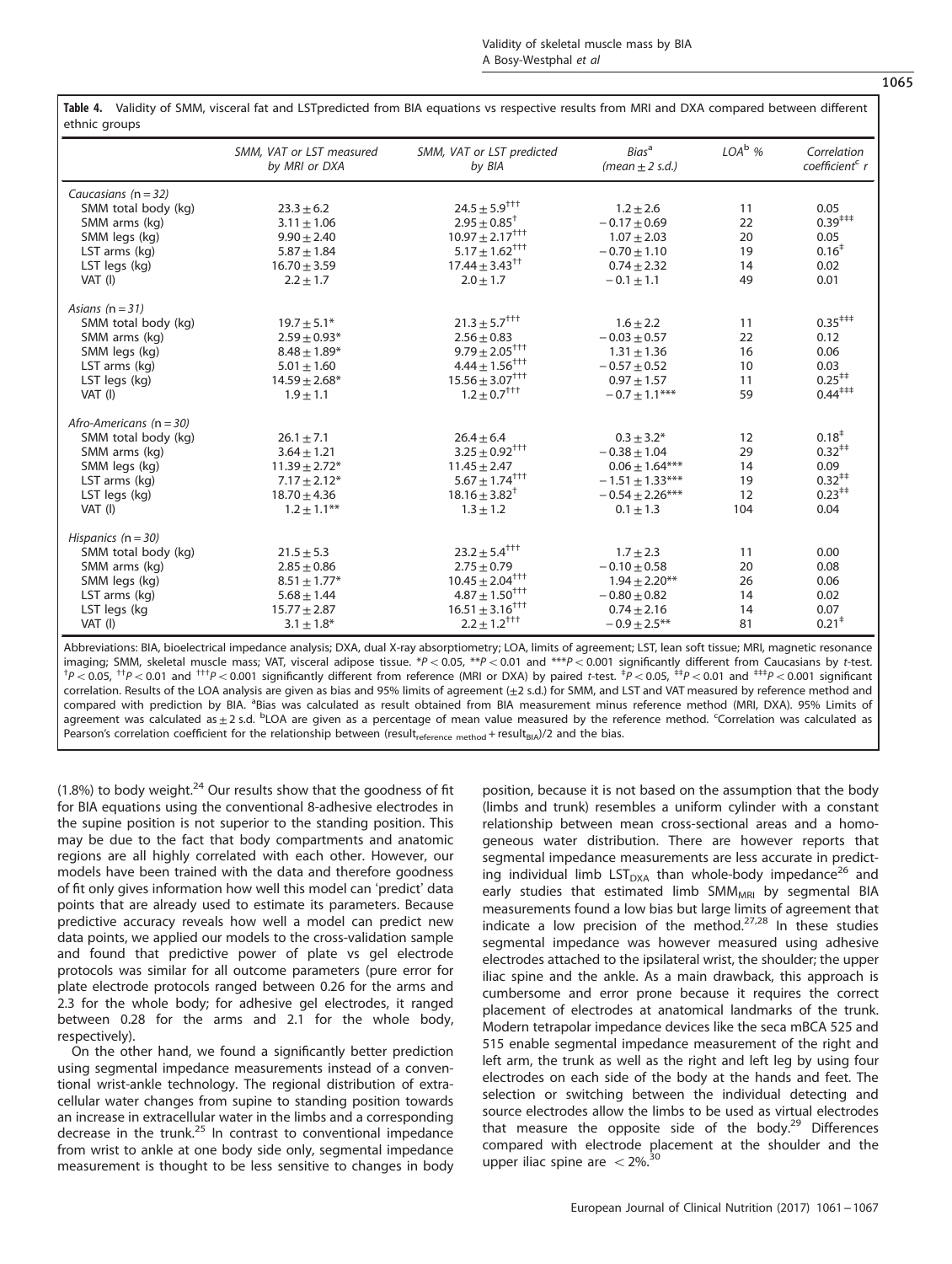**Table 4.** Validity of SMM, visceral fat and LSTpredicted from BIA equations vs respective results from MRI and DXA compared between different ethnic groups

| | SMM, VAT or LST measured by MRI or DXA | SMM, VAT or LST predicted by BIA | Bias[a] (mean ± 2 s.d.) | LOA[b] % | Correlation coefficient[c] r |
|---|---|---|---|---|---|
| *Caucasians (n = 32)* | | | | | |
| SMM total body (kg) | 23.3 ± 6.2 | 24.5 ± 5.9$^{†††}$ | 1.2 ± 2.6 | 11 | 0.05 |
| SMM arms (kg) | 3.11 ± 1.06 | 2.95 ± 0.85$^{†}$ | −0.17 ± 0.69 | 22 | 0.39$^{‡‡‡}$ |
| SMM legs (kg) | 9.90 ± 2.40 | 10.97 ± 2.17$^{†††}$ | 1.07 ± 2.03 | 20 | 0.05 |
| LST arms (kg) | 5.87 ± 1.84 | 5.17 ± 1.62$^{†††}$ | −0.70 ± 1.10 | 19 | 0.16$^{‡}$ |
| LST legs (kg) | 16.70 ± 3.59 | 17.44 ± 3.43$^{††}$ | 0.74 ± 2.32 | 14 | 0.02 |
| VAT (l) | 2.2 ± 1.7 | 2.0 ± 1.7 | −0.1 ± 1.1 | 49 | 0.01 |
| *Asians (n = 31)* | | | | | |
| SMM total body (kg) | 19.7 ± 5.1* | 21.3 ± 5.7$^{†††}$ | 1.6 ± 2.2 | 11 | 0.35$^{‡‡‡}$ |
| SMM arms (kg) | 2.59 ± 0.93* | 2.56 ± 0.83 | −0.03 ± 0.57 | 22 | 0.12 |
| SMM legs (kg) | 8.48 ± 1.89* | 9.79 ± 2.05$^{†††}$ | 1.31 ± 1.36 | 16 | 0.06 |
| LST arms (kg) | 5.01 ± 1.60 | 4.44 ± 1.56$^{†††}$ | −0.57 ± 0.52 | 10 | 0.03 |
| LST legs (kg) | 14.59 ± 2.68* | 15.56 ± 3.07$^{†††}$ | 0.97 ± 1.57 | 11 | 0.25$^{‡‡}$ |
| VAT (l) | 1.9 ± 1.1 | 1.2 ± 0.7$^{†††}$ | −0.7 ± 1.1*** | 59 | 0.44$^{‡‡‡}$ |
| *Afro-Americans (n = 30)* | | | | | |
| SMM total body (kg) | 26.1 ± 7.1 | 26.4 ± 6.4 | 0.3 ± 3.2* | 12 | 0.18$^{‡}$ |
| SMM arms (kg) | 3.64 ± 1.21 | 3.25 ± 0.92$^{†††}$ | −0.38 ± 1.04 | 29 | 0.32$^{‡‡}$ |
| SMM legs (kg) | 11.39 ± 2.72* | 11.45 ± 2.47 | 0.06 ± 1.64*** | 14 | 0.09 |
| LST arms (kg) | 7.17 ± 2.12* | 5.67 ± 1.74$^{†††}$ | −1.51 ± 1.33*** | 19 | 0.32$^{‡‡}$ |
| LST legs (kg) | 18.70 ± 4.36 | 18.16 ± 3.82$^{†}$ | −0.54 ± 2.26*** | 12 | 0.23$^{‡‡}$ |
| VAT (l) | 1.2 ± 1.1** | 1.3 ± 1.2 | 0.1 ± 1.3 | 104 | 0.04 |
| *Hispanics (n = 30)* | | | | | |
| SMM total body (kg) | 21.5 ± 5.3 | 23.2 ± 5.4$^{†††}$ | 1.7 ± 2.3 | 11 | 0.00 |
| SMM arms (kg) | 2.85 ± 0.86 | 2.75 ± 0.79 | −0.10 ± 0.58 | 20 | 0.08 |
| SMM legs (kg) | 8.51 ± 1.77* | 10.45 ± 2.04$^{†††}$ | 1.94 ± 2.20** | 26 | 0.06 |
| LST arms (kg) | 5.68 ± 1.44 | 4.87 ± 1.50$^{†††}$ | −0.80 ± 0.82 | 14 | 0.02 |
| LST legs (kg | 15.77 ± 2.87 | 16.51 ± 3.16$^{†††}$ | 0.74 ± 2.16 | 14 | 0.07 |
| VAT (l) | 3.1 ± 1.8* | 2.2 ± 1.2$^{†††}$ | −0.9 ± 2.5** | 81 | 0.21$^{‡}$ |

Abbreviations: BIA, bioelectrical impedance analysis; DXA, dual X-ray absorptiometry; LOA, limits of agreement; LST, lean soft tissue; MRI, magnetic resonance imaging; SMM, skeletal muscle mass; VAT, visceral adipose tissue. *$P < 0.05$, **$P < 0.01$ and ***$P < 0.001$ significantly different from Caucasians by t-test. $^{†}P < 0.05$, $^{††}P < 0.01$ and $^{†††}P < 0.001$ significantly different from reference (MRI or DXA) by paired t-test. $^{‡}P < 0.05$, $^{‡‡}P < 0.01$ and $^{‡‡‡}P < 0.001$ significant correlation. Results of the LOA analysis are given as bias and 95% limits of agreement (±2 s.d.) for SMM, and LST and VAT measured by reference method and compared with prediction by BIA. [a]Bias was calculated as result obtained from BIA measurement minus reference method (MRI, DXA). 95% Limits of agreement was calculated as ± 2 s.d. [b]LOA are given as a percentage of mean value measured by the reference method. [c]Correlation was calculated as Pearson's correlation coefficient for the relationship between ($result_{reference\ method} + result_{BIA}$)/2 and the bias.

(1.8%) to body weight.[24] Our results show that the goodness of fit for BIA equations using the conventional 8-adhesive electrodes in the supine position is not superior to the standing position. This may be due to the fact that body compartments and anatomic regions are all highly correlated with each other. However, our models have been trained with the data and therefore goodness of fit only gives information how well this model can 'predict' data points that are already used to estimate its parameters. Because predictive accuracy reveals how well a model can predict new data points, we applied our models to the cross-validation sample and found that predictive power of plate vs gel electrode protocols was similar for all outcome parameters (pure error for plate electrode protocols ranged between 0.26 for the arms and 2.3 for the whole body; for adhesive gel electrodes, it ranged between 0.28 for the arms and 2.1 for the whole body, respectively).

On the other hand, we found a significantly better prediction using segmental impedance measurements instead of a conventional wrist-ankle technology. The regional distribution of extracellular water changes from supine to standing position towards an increase in extracellular water in the limbs and a corresponding decrease in the trunk.[25] In contrast to conventional impedance from wrist to ankle at one body side only, segmental impedance measurement is thought to be less sensitive to changes in body position, because it is not based on the assumption that the body (limbs and trunk) resembles a uniform cylinder with a constant relationship between mean cross-sectional areas and a homogeneous water distribution. There are however reports that segmental impedance measurements are less accurate in predicting individual limb $LST_{DXA}$ than whole-body impedance[26] and early studies that estimated limb $SMM_{MRI}$ by segmental BIA measurements found a low bias but large limits of agreement that indicate a low precision of the method.[27,28] In these studies segmental impedance was however measured using adhesive electrodes attached to the ipsilateral wrist, the shoulder; the upper iliac spine and the ankle. As a main drawback, this approach is cumbersome and error prone because it requires the correct placement of electrodes at anatomical landmarks of the trunk. Modern tetrapolar impedance devices like the seca mBCA 525 and 515 enable segmental impedance measurement of the right and left arm, the trunk as well as the right and left leg by using four electrodes on each side of the body at the hands and feet. The selection or switching between the individual detecting and source electrodes allow the limbs to be used as virtual electrodes that measure the opposite side of the body.[29] Differences compared with electrode placement at the shoulder and the upper iliac spine are < 2%.[30]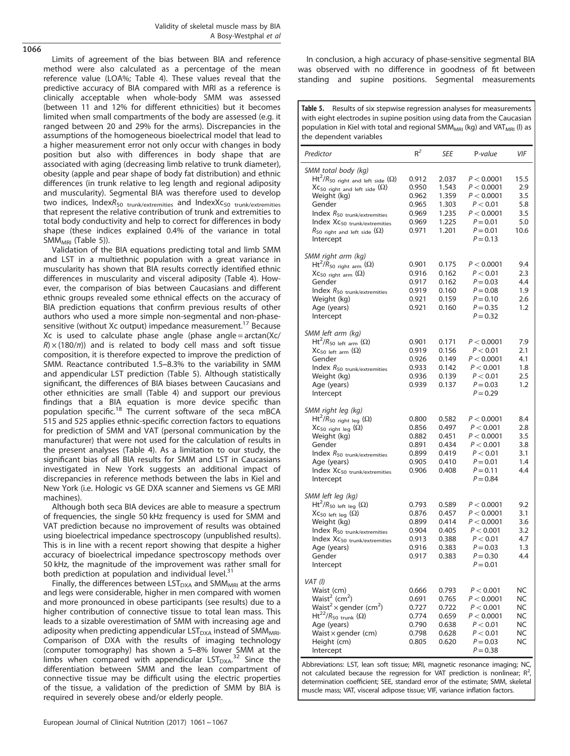Limits of agreement of the bias between BIA and reference method were also calculated as a percentage of the mean reference value (LOA%; Table 4). These values reveal that the predictive accuracy of BIA compared with MRI as a reference is clinically acceptable when whole-body SMM was assessed (between 11 and 12% for different ethnicities) but it becomes limited when small compartments of the body are assessed (e.g. it ranged between 20 and 29% for the arms). Discrepancies in the assumptions of the homogeneous bioelectrical model that lead to a higher measurement error not only occur with changes in body position but also with differences in body shape that are associated with aging (decreasing limb relative to trunk diameter), obesity (apple and pear shape of body fat distribution) and ethnic differences (in trunk relative to leg length and regional adiposity and muscularity). Segmental BIA was therefore used to develop two indices, Index$R_{50\ \mathrm{trunk/extremities}}$ and Index$Xc_{50\ \mathrm{trunk/extremities}}$ that represent the relative contribution of trunk and extremities to total body conductivity and help to correct for differences in body shape (these indices explained 0.4% of the variance in total $\mathrm{SMM_{MRI}}$ (Table 5)).

Validation of the BIA equations predicting total and limb SMM and LST in a multiethnic population with a great variance in muscularity has shown that BIA results correctly identified ethnic differences in muscularity and visceral adiposity (Table 4). However, the comparison of bias between Caucasians and different ethnic groups revealed some ethnical effects on the accuracy of BIA prediction equations that confirm previous results of other authors who used a more simple non-segmental and non-phase-sensitive (without Xc output) impedance measurement.[17] Because Xc is used to calculate phase angle (phase angle = arctan(Xc/$R$) × (180/$\pi$)) and is related to body cell mass and soft tissue composition, it is therefore expected to improve the prediction of SMM. Reactance contributed 1.5–8.3% to the variability in SMM and appendicular LST prediction (Table 5). Although statistically significant, the differences of BIA biases between Caucasians and other ethnicities are small (Table 4) and support our previous findings that a BIA equation is more device specific than population specific.[18] The current software of the seca mBCA 515 and 525 applies ethnic-specific correction factors to equations for prediction of SMM and VAT (personal communication by the manufacturer) that were not used for the calculation of results in the present analyses (Table 4). As a limitation to our study, the significant bias of all BIA results for SMM and LST in Caucasians investigated in New York suggests an additional impact of discrepancies in reference methods between the labs in Kiel and New York (i.e. Hologic vs GE DXA scanner and Siemens vs GE MRI machines).

Although both seca BIA devices are able to measure a spectrum of frequencies, the single 50 kHz frequency is used for SMM and VAT prediction because no improvement of results was obtained using bioelectrical impedance spectroscopy (unpublished results). This is in line with a recent report showing that despite a higher accuracy of bioelectrical impedance spectroscopy methods over 50 kHz, the magnitude of the improvement was rather small for both prediction at population and individual level.[31]

Finally, the differences between $\mathrm{LST_{DXA}}$ and $\mathrm{SMM_{MRI}}$ at the arms and legs were considerable, higher in men compared with women and more pronounced in obese participants (see results) due to a higher contribution of connective tissue to total lean mass. This leads to a sizable overestimation of SMM with increasing age and adiposity when predicting appendicular $\mathrm{LST_{DXA}}$ instead of $\mathrm{SMM_{MRI}}$. Comparison of DXA with the results of imaging technology (computer tomography) has shown a 5–8% lower SMM at the limbs when compared with appendicular $\mathrm{LST_{DXA}}$.[32] Since the differentiation between SMM and the lean compartment of connective tissue may be difficult using the electric properties of the tissue, a validation of the prediction of SMM by BIA is required in severely obese and/or elderly people.

In conclusion, a high accuracy of phase-sensitive segmental BIA was observed with no difference in goodness of fit between standing and supine positions. Segmental measurements

**Table 5.** Results of six stepwise regression analyses for measurements with eight electrodes in supine position using data from the Caucasian population in Kiel with total and regional $\mathrm{SMM_{MRI}}$ (kg) and $\mathrm{VAT_{MRI}}$ (l) as the dependent variables

| Predictor | $R^2$ | SEE | P-value | VIF |
|---|---|---|---|---|
| *SMM total body (kg)* | | | | |
| $Ht^2/R_{50\ \mathrm{right\ and\ left\ side}}$ (Ω) | 0.912 | 2.037 | $P < 0.0001$ | 15.5 |
| $Xc_{50\ \mathrm{right\ and\ left\ side}}$ (Ω) | 0.950 | 1.543 | $P < 0.0001$ | 2.9 |
| Weight (kg) | 0.962 | 1.359 | $P < 0.0001$ | 3.5 |
| Gender | 0.965 | 1.303 | $P < 0.01$ | 5.8 |
| Index $R_{50\ \mathrm{trunk/extremities}}$ | 0.969 | 1.235 | $P < 0.0001$ | 3.5 |
| Index $Xc_{50\ \mathrm{trunk/extremities}}$ | 0.969 | 1.225 | $P = 0.01$ | 5.0 |
| $R_{50\ \mathrm{right\ and\ left\ side}}$ (Ω) | 0.971 | 1.201 | $P = 0.01$ | 10.6 |
| Intercept | | | $P = 0.13$ | |
| *SMM right arm (kg)* | | | | |
| $Ht^2/R_{50\ \mathrm{right\ arm}}$ (Ω) | 0.901 | 0.175 | $P < 0.0001$ | 9.4 |
| $Xc_{50\ \mathrm{right\ arm}}$ (Ω) | 0.916 | 0.162 | $P < 0.01$ | 2.3 |
| Gender | 0.917 | 0.162 | $P = 0.03$ | 4.4 |
| Index $R_{50\ \mathrm{trunk/extremities}}$ | 0.919 | 0.160 | $P = 0.08$ | 1.9 |
| Weight (kg) | 0.921 | 0.159 | $P = 0.10$ | 2.6 |
| Age (years) | 0.921 | 0.160 | $P = 0.35$ | 1.2 |
| Intercept | | | $P = 0.32$ | |
| *SMM left arm (kg)* | | | | |
| $Ht^2/R_{50\ \mathrm{left\ arm}}$ (Ω) | 0.901 | 0.171 | $P < 0.0001$ | 7.9 |
| $Xc_{50\ \mathrm{left\ arm}}$ (Ω) | 0.919 | 0.156 | $P < 0.01$ | 2.1 |
| Gender | 0.926 | 0.149 | $P < 0.0001$ | 4.1 |
| Index $R_{50\ \mathrm{trunk/extremities}}$ | 0.933 | 0.142 | $P < 0.001$ | 1.8 |
| Weight (kg) | 0.936 | 0.139 | $P < 0.01$ | 2.5 |
| Age (years) | 0.939 | 0.137 | $P = 0.03$ | 1.2 |
| Intercept | | | $P = 0.29$ | |
| *SMM right leg (kg)* | | | | |
| $Ht^2/R_{50\ \mathrm{right\ leg}}$ (Ω) | 0.800 | 0.582 | $P < 0.0001$ | 8.4 |
| $Xc_{50\ \mathrm{right\ leg}}$ (Ω) | 0.856 | 0.497 | $P < 0.001$ | 2.8 |
| Weight (kg) | 0.882 | 0.451 | $P < 0.0001$ | 3.5 |
| Gender | 0.891 | 0.434 | $P < 0.001$ | 3.8 |
| Index $R_{50\ \mathrm{trunk/extremities}}$ | 0.899 | 0.419 | $P < 0.01$ | 3.1 |
| Age (years) | 0.905 | 0.410 | $P = 0.01$ | 1.4 |
| Index $Xc_{50\ \mathrm{trunk/extremities}}$ | 0.906 | 0.408 | $P = 0.11$ | 4.4 |
| Intercept | | | $P = 0.84$ | |
| *SMM left leg (kg)* | | | | |
| $Ht^2/R_{50\ \mathrm{left\ leg}}$ (Ω) | 0.793 | 0.589 | $P < 0.0001$ | 9.2 |
| $Xc_{50\ \mathrm{left\ leg}}$ (Ω) | 0.876 | 0.457 | $P < 0.0001$ | 3.1 |
| Weight (kg) | 0.899 | 0.414 | $P < 0.0001$ | 3.6 |
| Index $R_{50\ \mathrm{trunk/extremities}}$ | 0.904 | 0.405 | $P < 0.001$ | 3.2 |
| Index $Xc_{50\ \mathrm{trunk/extremities}}$ | 0.913 | 0.388 | $P < 0.01$ | 4.7 |
| Age (years) | 0.916 | 0.383 | $P = 0.03$ | 1.3 |
| Gender | 0.917 | 0.383 | $P = 0.30$ | 4.4 |
| Intercept | | | $P = 0.01$ | |
| *VAT (l)* | | | | |
| Waist (cm) | 0.666 | 0.793 | $P < 0.001$ | NC |
| $\mathrm{Waist}^2$ ($\mathrm{cm}^2$) | 0.691 | 0.765 | $P < 0.0001$ | NC |
| $\mathrm{Waist}^2$ × gender ($\mathrm{cm}^2$) | 0.727 | 0.722 | $P < 0.001$ | NC |
| $Ht^{22}/R_{50\ \mathrm{trunk}}$ (Ω) | 0.774 | 0.659 | $P < 0.0001$ | NC |
| Age (years) | 0.790 | 0.638 | $P < 0.01$ | NC |
| Waist × gender (cm) | 0.798 | 0.628 | $P < 0.01$ | NC |
| Height (cm) | 0.805 | 0.620 | $P = 0.03$ | NC |
| Intercept | | | $P = 0.38$ | |

Abbreviations: LST, lean soft tissue; MRI, magnetic resonance imaging; NC, not calculated because the regression for VAT prediction is nonlinear; $R^2$, determination coefficient; SEE, standard error of the estimate; SMM, skeletal muscle mass; VAT, visceral adipose tissue; VIF, variance inflation factors.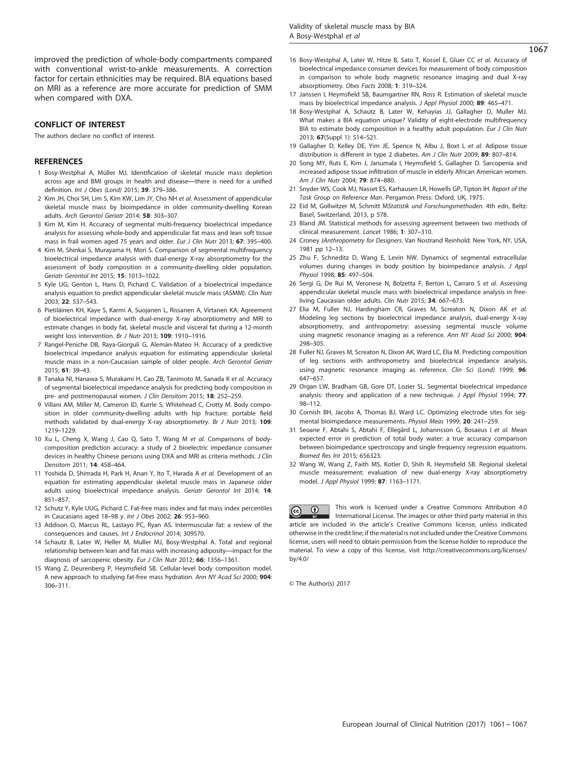improved the prediction of whole-body compartments compared with conventional wrist-to-ankle measurements. A correction factor for certain ethnicities may be required. BIA equations based on MRI as a reference are more accurate for prediction of SMM when compared with DXA.

## CONFLICT OF INTEREST

The authors declare no conflict of interest.

## REFERENCES

1 Bosy-Westphal A, Müller MJ. Identification of skeletal muscle mass depletion across age and BMI groups in health and disease—there is need for a unified definition. *Int J Obes (Lond)* 2015; **39**: 379–386.

2 Kim JH, Choi SH, Lim S, Kim KW, Lim JY, Cho NH *et al.* Assessment of appendicular skeletal muscle mass by bioimpedance in older community-dwelling Korean adults. *Arch Gerontol Geriatr* 2014; **58**: 303–307.

3 Kim M, Kim H. Accuracy of segmental multi-frequency bioelectrical impedance analysis for assessing whole-body and appendicular fat mass and lean soft tissue mass in frail women aged 75 years and older. *Eur J Clin Nutr* 2013; **67**: 395–400.

4 Kim M, Shinkai S, Murayama H, Mori S. Comparison of segmental multifrequency bioelectrical impedance analysis with dual-energy X-ray absorptiometry for the assessment of body composition in a community-dwelling older population. *Geriatr Gerontol Int* 2015; **15**: 1013–1022.

5 Kyle UG, Genton L, Hans D, Pichard C. Validation of a bioelectrical impedance analysis equation to predict appendicular skeletal muscle mass (ASMM). *Clin Nutr* 2003; **22**: 537–543.

6 Pietiläinen KH, Kaye S, Karmi A, Suojanen L, Rissanen A, Virtanen KA. Agreement of bioelectrical impedance with dual-energy X-ray absorptiometry and MRI to estimate changes in body fat, skeletal muscle and visceral fat during a 12-month weight loss intervention. *Br J Nutr* 2013; **109**: 1910–1916.

7 Rangel-Peniche DB, Raya-Giorguli G, Alemán-Mateo H. Accuracy of a predictive bioelectrical impedance analysis equation for estimating appendicular skeletal muscle mass in a non-Caucasian sample of older people. *Arch Gerontol Geriatr* 2015; **61**: 39–43.

8 Tanaka NI, Hanawa S, Murakami H, Cao ZB, Tanimoto M, Sanada K *et al.* Accuracy of segmental bioelectrical impedance analysis for predicting body composition in pre- and postmenopausal women. *J Clin Densitom* 2015; **18**: 252–259.

9 Villani AM, Miller M, Cameron ID, Kurrle S, Whitehead C, Crotty M. Body composition in older community-dwelling adults with hip fracture: portable field methods validated by dual-energy X-ray absorptiometry. *Br J Nutr* 2013; **109**: 1219–1229.

10 Xu L, Cheng X, Wang J, Cao Q, Sato T, Wang M *et al.* Comparisons of body-composition prediction accuracy: a study of 2 bioelectric impedance consumer devices in healthy Chinese persons using DXA and MRI as criteria methods. *J Clin Densitom* 2011; **14**: 458–464.

11 Yoshida D, Shimada H, Park H, Anan Y, Ito T, Harada A *et al.* Development of an equation for estimating appendicular skeletal muscle mass in Japanese older adults using bioelectrical impedance analysis. *Geriatr Gerontol Int* 2014; **14**: 851–857.

12 Schutz Y, Kyle UUG, Pichard C. Fat-free mass index and fat mass index percentiles in Caucasians aged 18–98 y. *Int J Obes* 2002; **26**: 953–960.

13 Addison O, Marcus RL, Lastayo PC, Ryan AS. Intermuscular fat: a review of the consequences and causes. *Int J Endocrinol* 2014; 309570.

14 Schautz B, Later W, Heller M, Muller MJ, Bosy-Westphal A. Total and regional relationship between lean and fat mass with increasing adiposity—impact for the diagnosis of sarcopenic obesity. *Eur J Clin Nutr* 2012; **66**: 1356–1361.

15 Wang Z, Deurenberg P, Heymsfield SB. Cellular-level body composition model. A new approach to studying fat-free mass hydration. *Ann NY Acad Sci* 2000; **904**: 306–311.

16 Bosy-Westphal A, Later W, Hitze B, Sato T, Kossel E, Gluer CC *et al.* Accuracy of bioelectrical impedance consumer devices for measurement of body composition in comparison to whole body magnetic resonance imaging and dual X-ray absorptiometry. *Obes Facts* 2008; **1**: 319–324.

17 Janssen I, Heymsfield SB, Baumgartner RN, Ross R. Estimation of skeletal muscle mass by bioelectrical impedance analysis. *J Appl Physiol* 2000; **89**: 465–471.

18 Bosy-Westphal A, Schautz B, Later W, Kehayias JJ, Gallagher D, Muller MJ. What makes a BIA equation unique? Validity of eight-electrode multifrequency BIA to estimate body composition in a healthy adult population. *Eur J Clin Nutr* 2013; **67**(Suppl 1): S14–S21.

19 Gallagher D, Kelley DE, Yim JE, Spence N, Albu J, Boxt L *et al.* Adipose tissue distribution is different in type 2 diabetes. *Am J Clin Nutr* 2009; **89**: 807–814.

20 Song MY, Ruts E, Kim J, Janumala I, Heymsfield S, Gallagher D. Sarcopenia and increased adipose tissue infiltration of muscle in elderly African American women. *Am J Clin Nutr* 2004; **79**: 874–880.

21 Snyder WS, Cook MJ, Nasset ES, Karhausen LR, Howells GP, Tipton IH. *Report of the Task Group on Reference Man*. Pergamon Press: Oxford, UK, 1975.

22 Eid M, Gollwitzer M, Schmitt M*Statistik und Forschungsmethoden*. 4th edn, Beltz: Basel, Switzerland, 2013, p 578.

23 Bland JM. Statistical methods for assessing agreement between two methods of clinical measurement. *Lancet* 1986; **1**: 307–310.

24 Croney J*Anthropometry for Designers*. Van Nostrand Reinhold: New York, NY, USA, 1981 pp 12–13.

25 Zhu F, Schneditz D, Wang E, Levin NW. Dynamics of segmental extracellular volumes during changes in body position by bioimpedance analysis. *J Appl Physiol* 1998; **85**: 497–504.

26 Sergi G, De Rui M, Veronese N, Bolzetta F, Berton L, Carraro S *et al.* Assessing appendicular skeletal muscle mass with bioelectrical impedance analysis in free-living Caucasian older adults. *Clin Nutr* 2015; **34**: 667–673.

27 Elia M, Fuller NJ, Hardingham CR, Graves M, Screaton N, Dixon AK *et al.* Modeling leg sections by bioelectrical impedance analysis, dual-energy X-ray absorptiometry, and anthropometry: assessing segmental muscle volume using magnetic resonance imaging as a reference. *Ann NY Acad Sci* 2000; **904**: 298–305.

28 Fuller NJ, Graves M, Screaton N, Dixon AK, Ward LC, Elia M. Predicting composition of leg sections with anthropometry and bioelectrical impedance analysis, using magnetic resonance imaging as reference. *Clin Sci (Lond)* 1999; **96**: 647–657.

29 Organ LW, Bradham GB, Gore DT, Lozier SL. Segmental bioelectrical impedance analysis: theory and application of a new technique. *J Appl Physiol* 1994; **77**: 98–112.

30 Cornish BH, Jacobs A, Thomas BJ, Ward LC. Optimizing electrode sites for segmental bioimpedance measurements. *Physiol Meas* 1999; **20**: 241–259.

31 Seoane F, Abtahi S, Abtahi F, Ellegård L, Johannsson G, Bosaeus I *et al.* Mean expected error in prediction of total body water: a true accuracy comparison between bioimpedance spectroscopy and single frequency regression equations. *Biomed Res Int* 2015; 656323.

32 Wang W, Wang Z, Faith MS, Kotler D, Shih R, Heymsfield SB. Regional skeletal muscle measurement: evaluation of new dual-energy X-ray absorptiometry model. *J Appl Physiol* 1999; **87**: 1163–1171.

This work is licensed under a Creative Commons Attribution 4.0 International License. The images or other third party material in this article are included in the article's Creative Commons license, unless indicated otherwise in the credit line; if the material is not included under the Creative Commons license, users will need to obtain permission from the license holder to reproduce the material. To view a copy of this license, visit http://creativecommons.org/licenses/by/4.0/

© The Author(s) 2017